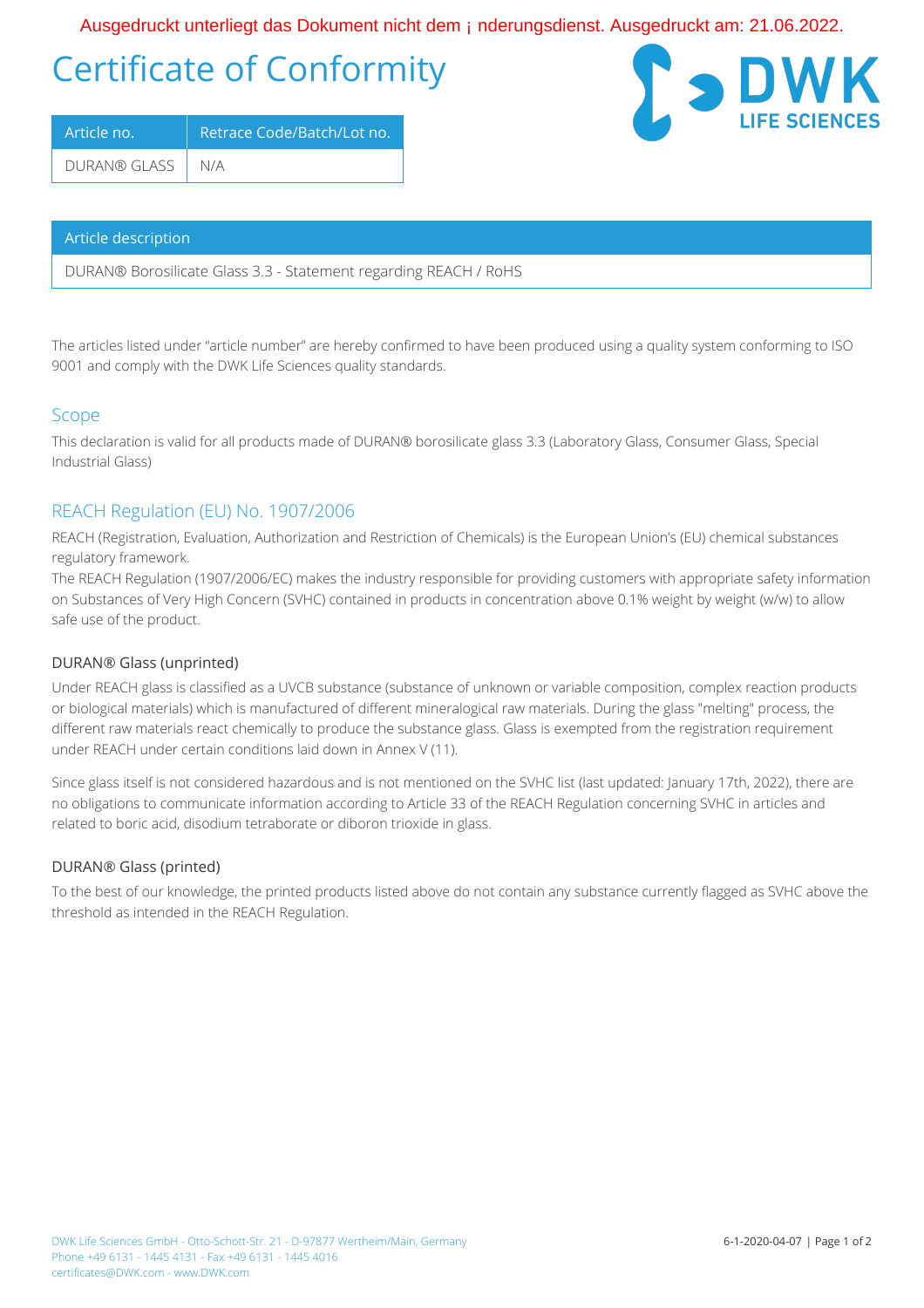Ausgedruckt unterliegt das Dokument nicht dem ¡ nderungsdienst. Ausgedruckt am: 21.06.2022.

# Certificate of Conformity

| Article no. | Retrace Code/Batch/Lot no. |
|---|---|
| DURAN® GLASS | N/A |

| Article description |
|---|
| DURAN® Borosilicate Glass 3.3 - Statement regarding REACH / RoHS |

The articles listed under "article number" are hereby confirmed to have been produced using a quality system conforming to ISO 9001 and comply with the DWK Life Sciences quality standards.

## Scope

This declaration is valid for all products made of DURAN® borosilicate glass 3.3 (Laboratory Glass, Consumer Glass, Special Industrial Glass)

## REACH Regulation (EU) No. 1907/2006

REACH (Registration, Evaluation, Authorization and Restriction of Chemicals) is the European Union's (EU) chemical substances regulatory framework.
The REACH Regulation (1907/2006/EC) makes the industry responsible for providing customers with appropriate safety information on Substances of Very High Concern (SVHC) contained in products in concentration above 0.1% weight by weight (w/w) to allow safe use of the product.

### DURAN® Glass (unprinted)

Under REACH glass is classified as a UVCB substance (substance of unknown or variable composition, complex reaction products or biological materials) which is manufactured of different mineralogical raw materials. During the glass "melting" process, the different raw materials react chemically to produce the substance glass. Glass is exempted from the registration requirement under REACH under certain conditions laid down in Annex V (11).

Since glass itself is not considered hazardous and is not mentioned on the SVHC list (last updated: January 17th, 2022), there are no obligations to communicate information according to Article 33 of the REACH Regulation concerning SVHC in articles and related to boric acid, disodium tetraborate or diboron trioxide in glass.

### DURAN® Glass (printed)

To the best of our knowledge, the printed products listed above do not contain any substance currently flagged as SVHC above the threshold as intended in the REACH Regulation.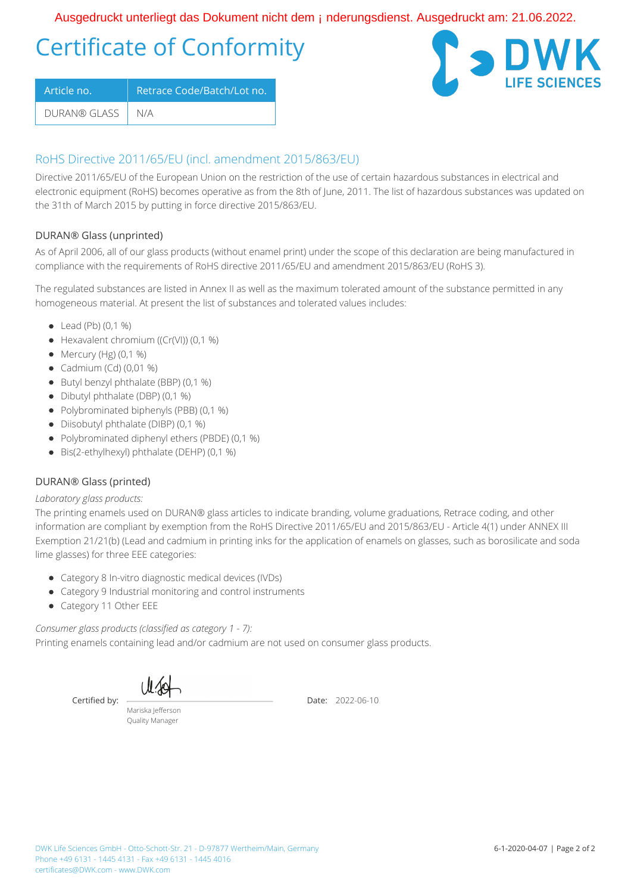Ausgedruckt unterliegt das Dokument nicht dem ¡ nderungsdienst. Ausgedruckt am: 21.06.2022.

# Certificate of Conformity

| Article no. | Retrace Code/Batch/Lot no. |
|---|---|
| DURAN® GLASS | N/A |

DWK LIFE SCIENCES

## RoHS Directive 2011/65/EU (incl. amendment 2015/863/EU)

Directive 2011/65/EU of the European Union on the restriction of the use of certain hazardous substances in electrical and electronic equipment (RoHS) becomes operative as from the 8th of June, 2011. The list of hazardous substances was updated on the 31th of March 2015 by putting in force directive 2015/863/EU.

### DURAN® Glass (unprinted)

As of April 2006, all of our glass products (without enamel print) under the scope of this declaration are being manufactured in compliance with the requirements of RoHS directive 2011/65/EU and amendment 2015/863/EU (RoHS 3).

The regulated substances are listed in Annex II as well as the maximum tolerated amount of the substance permitted in any homogeneous material. At present the list of substances and tolerated values includes:

- Lead (Pb) (0,1 %)
- Hexavalent chromium ((Cr(VI)) (0,1 %)
- Mercury (Hg) (0,1 %)
- Cadmium (Cd) (0,01 %)
- Butyl benzyl phthalate (BBP) (0,1 %)
- Dibutyl phthalate (DBP) (0,1 %)
- Polybrominated biphenyls (PBB) (0,1 %)
- Diisobutyl phthalate (DIBP) (0,1 %)
- Polybrominated diphenyl ethers (PBDE) (0,1 %)
- Bis(2-ethylhexyl) phthalate (DEHP) (0,1 %)

### DURAN® Glass (printed)

*Laboratory glass products:*

The printing enamels used on DURAN® glass articles to indicate branding, volume graduations, Retrace coding, and other information are compliant by exemption from the RoHS Directive 2011/65/EU and 2015/863/EU - Article 4(1) under ANNEX III Exemption 21/21(b) (Lead and cadmium in printing inks for the application of enamels on glasses, such as borosilicate and soda lime glasses) for three EEE categories:

- Category 8 In-vitro diagnostic medical devices (IVDs)
- Category 9 Industrial monitoring and control instruments
- Category 11 Other EEE

*Consumer glass products (classified as category 1 - 7):*

Printing enamels containing lead and/or cadmium are not used on consumer glass products.

Certified by: ______________________
Mariska Jefferson
Quality Manager

Date: 2022-06-10

DWK Life Sciences GmbH - Otto-Schott-Str. 21 - D-97877 Wertheim/Main, Germany
Phone +49 6131 - 1445 4131 - Fax +49 6131 - 1445 4016
certificates@DWK.com - www.DWK.com

6-1-2020-04-07